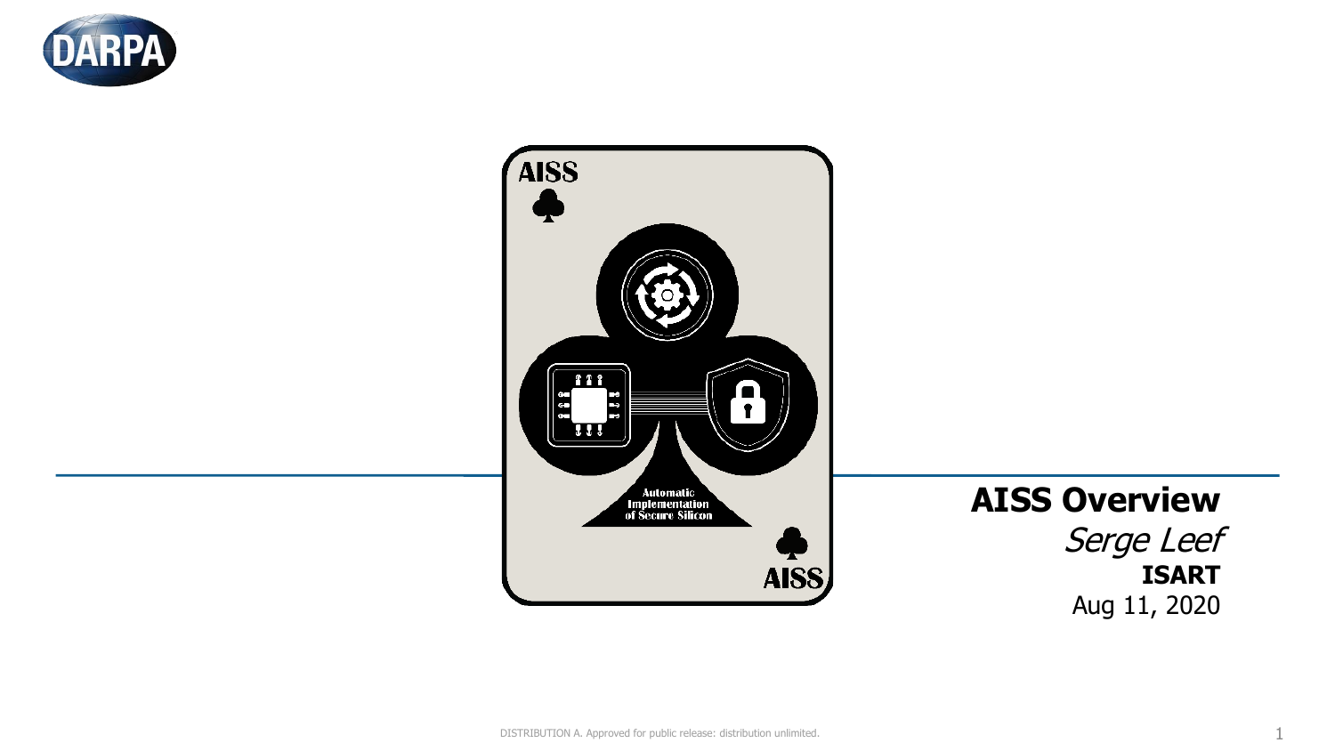# AISS Overview

*Serge Leef*

**ISART**

Aug 11, 2020

DISTRIBUTION A. Approved for public release: distribution unlimited.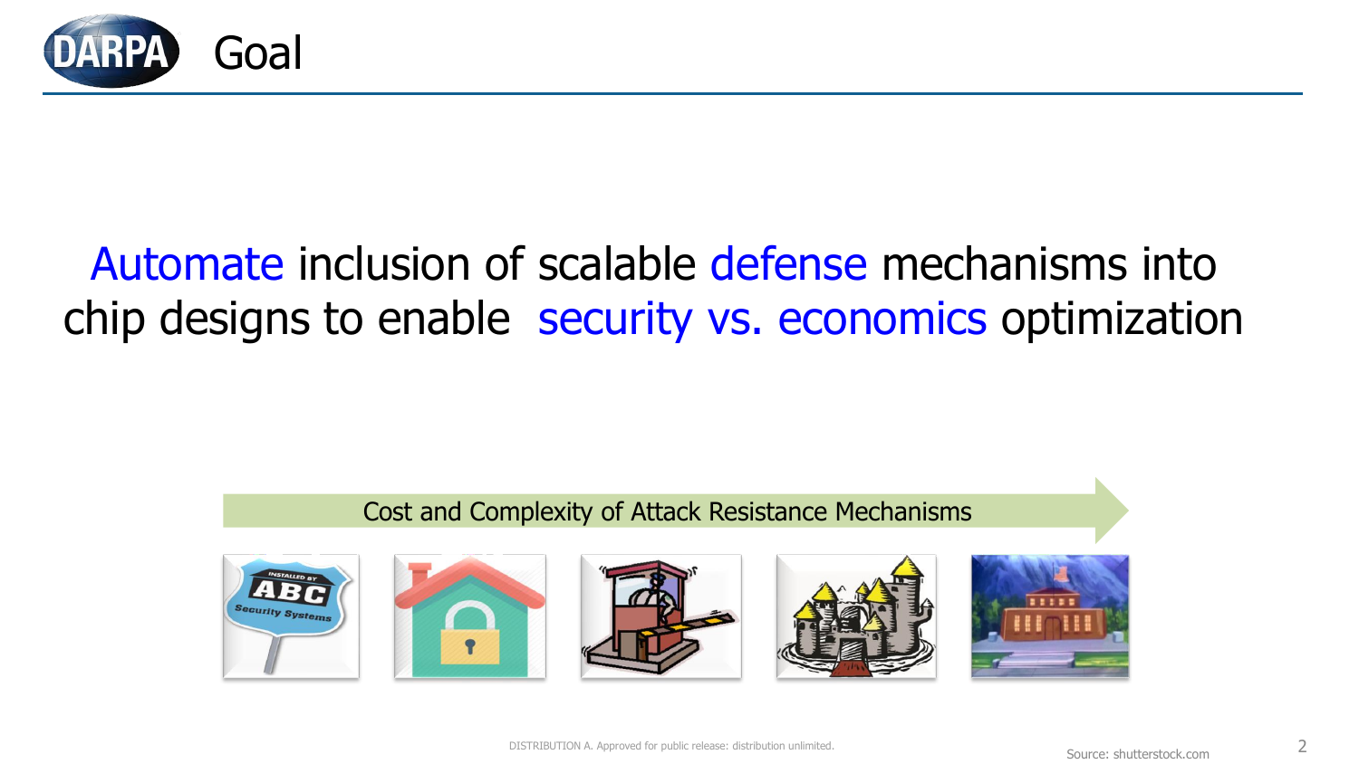# Goal

Automate inclusion of scalable defense mechanisms into chip designs to enable security vs. economics optimization

Cost and Complexity of Attack Resistance Mechanisms

DISTRIBUTION A. Approved for public release: distribution unlimited.

Source: shutterstock.com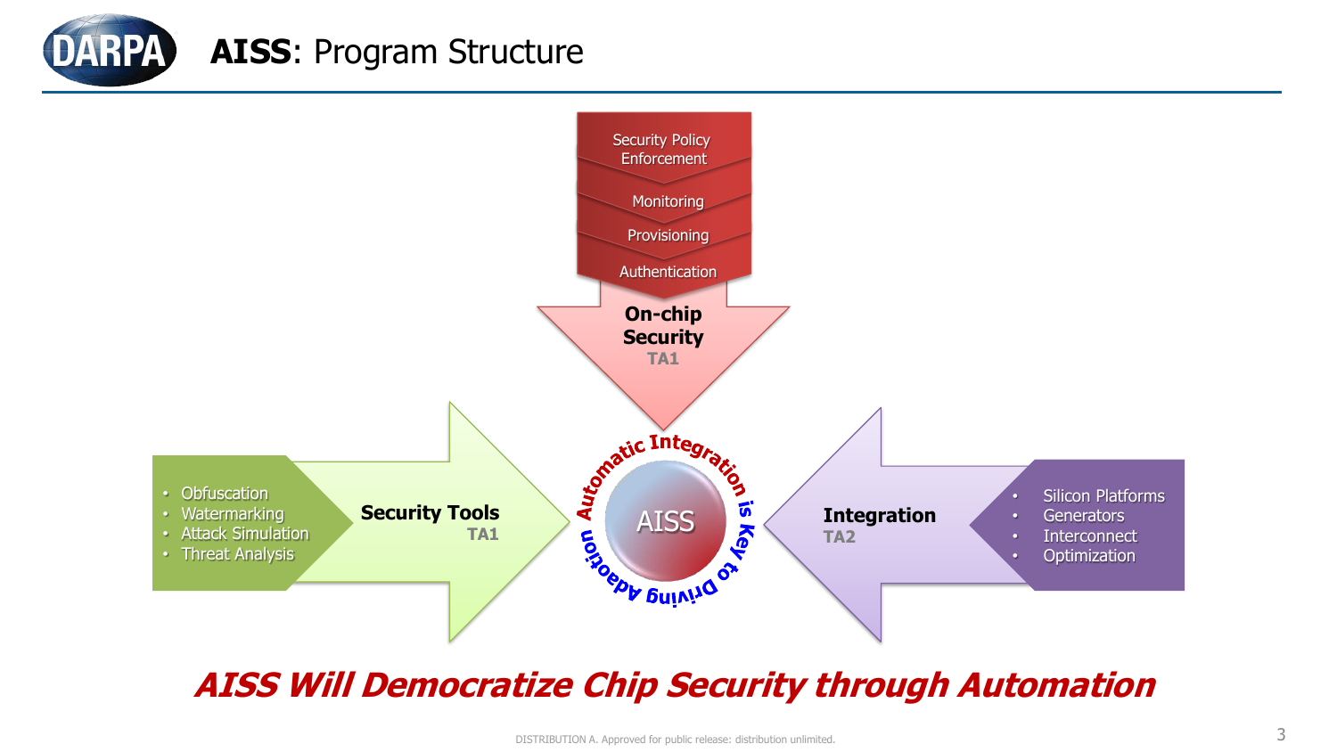# AISS: Program Structure

**On-chip Security**
**TA1**

- Security Policy Enforcement
- Monitoring
- Provisioning
- Authentication

**Security Tools**
**TA1**

- Obfuscation
- Watermarking
- Attack Simulation
- Threat Analysis

**Integration**
**TA2**

- Silicon Platforms
- Generators
- Interconnect
- Optimization

AISS

Automatic Integration is Key to Driving Adoption

***AISS Will Democratize Chip Security through Automation***

DISTRIBUTION A. Approved for public release: distribution unlimited.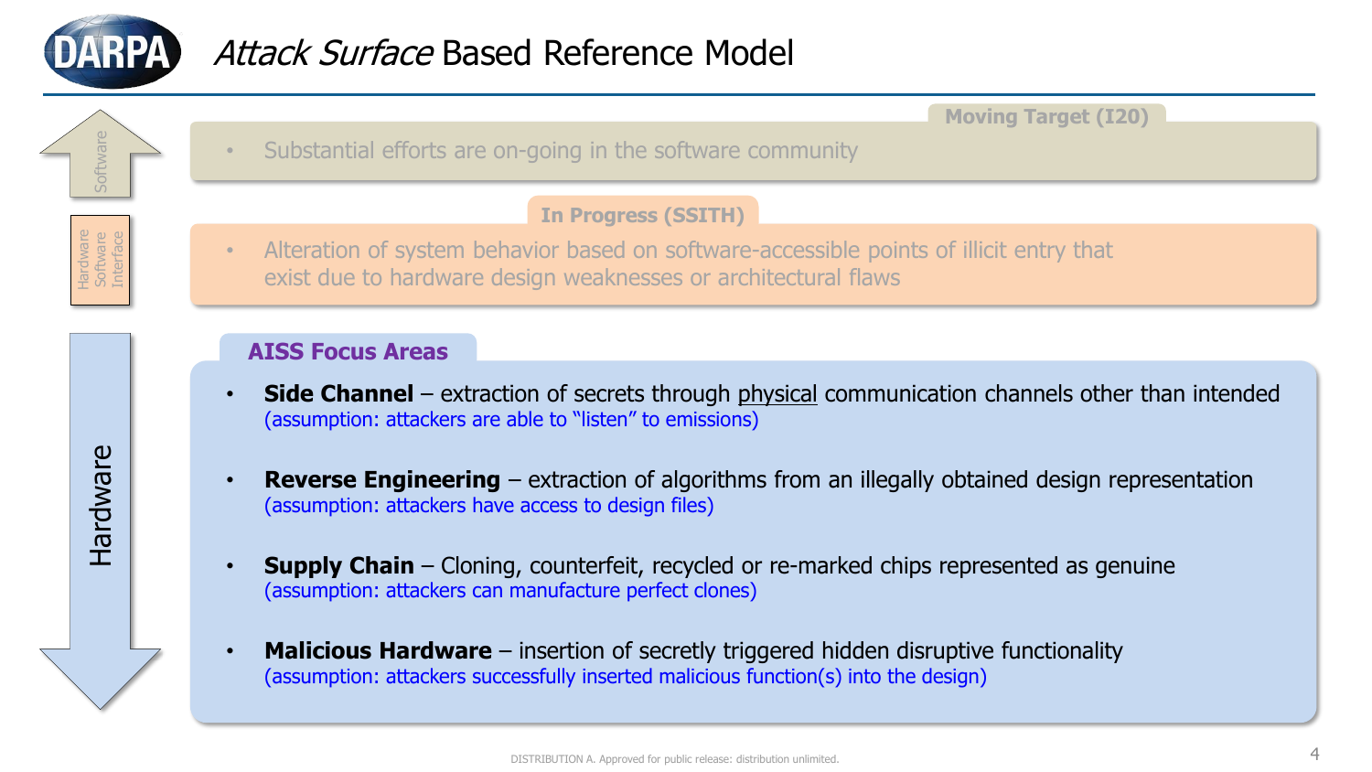# *Attack Surface* Based Reference Model

**Software**

**Moving Target (I20)**

- Substantial efforts are on-going in the software community

**Hardware Software Interface**

**In Progress (SSITH)**

- Alteration of system behavior based on software-accessible points of illicit entry that exist due to hardware design weaknesses or architectural flaws

**Hardware**

**AISS Focus Areas**

- **Side Channel** – extraction of secrets through physical communication channels other than intended (assumption: attackers are able to "listen" to emissions)
- **Reverse Engineering** – extraction of algorithms from an illegally obtained design representation (assumption: attackers have access to design files)
- **Supply Chain** – Cloning, counterfeit, recycled or re-marked chips represented as genuine (assumption: attackers can manufacture perfect clones)
- **Malicious Hardware** – insertion of secretly triggered hidden disruptive functionality (assumption: attackers successfully inserted malicious function(s) into the design)

DISTRIBUTION A. Approved for public release: distribution unlimited.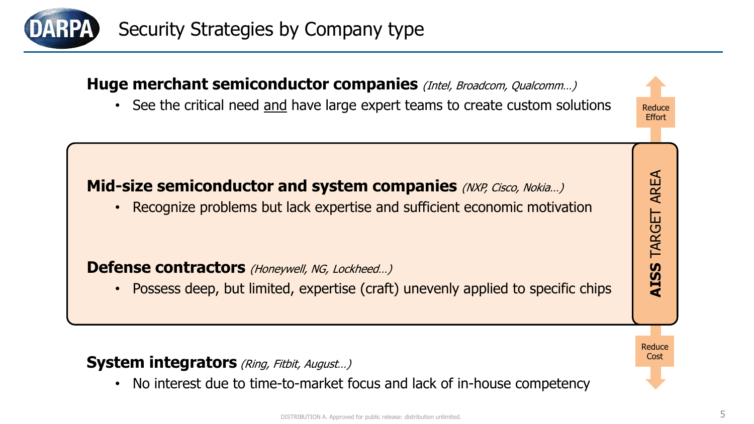# Security Strategies by Company type

**Huge merchant semiconductor companies** *(Intel, Broadcom, Qualcomm…)*

- See the critical need and have large expert teams to create custom solutions

Reduce Effort

**Mid-size semiconductor and system companies** *(NXP, Cisco, Nokia…)*

- Recognize problems but lack expertise and sufficient economic motivation

**Defense contractors** *(Honeywell, NG, Lockheed…)*

- Possess deep, but limited, expertise (craft) unevenly applied to specific chips

**AISS** TARGET AREA

Reduce Cost

**System integrators** *(Ring, Fitbit, August…)*

- No interest due to time-to-market focus and lack of in-house competency

DISTRIBUTION A. Approved for public release: distribution unlimited.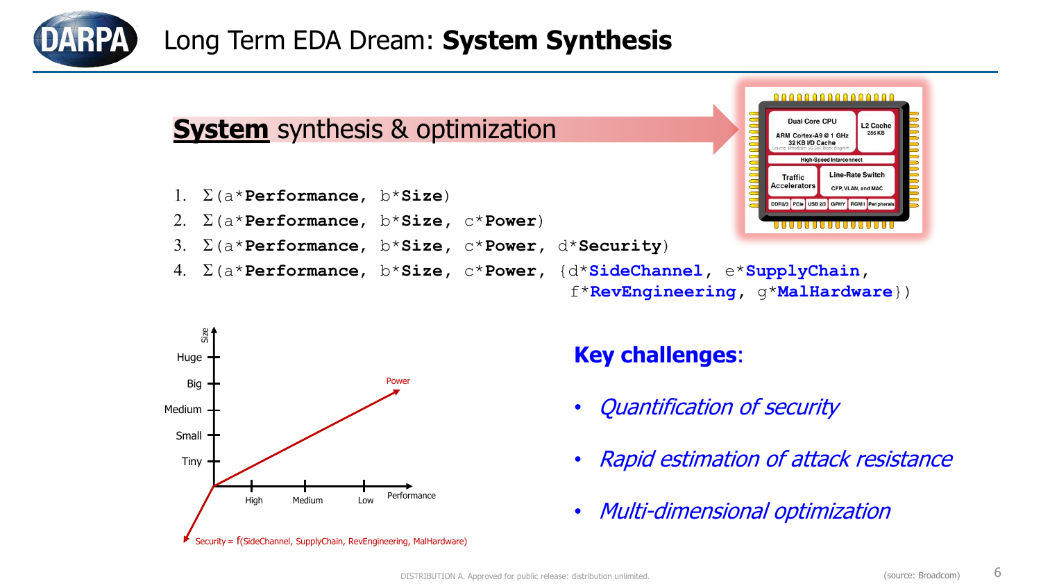# Long Term EDA Dream: **System Synthesis**

## **System** synthesis & optimization

1. Σ(a\***Performance**, b\***Size**)
2. Σ(a\***Performance**, b\***Size**, c\***Power**)
3. Σ(a\***Performance**, b\***Size**, c\***Power**, d\***Security**)
4. Σ(a\***Performance**, b\***Size**, c\***Power**, {d\***SideChannel**, e\***SupplyChain**, f\***RevEngineering**, g\***MalHardware**})

Dual Core CPU — ARM Cortex-A9 @ 1 GHz, 32 KB I/D Cache | L2 Cache 256 KB | High-Speed Interconnect | Traffic Accelerators | Line-Rate Switch — CFP, VLAN, and MAC | DDR2/3 | PCIe | USB 2/3 | GPHY | RGMII | Peripherals

Size: Huge, Big, Medium, Small, Tiny

Performance: High, Medium, Low

Power

Security = f(SideChannel, SupplyChain, RevEngineering, MalHardware)

**Key challenges**:

- *Quantification of security*
- *Rapid estimation of attack resistance*
- *Multi-dimensional optimization*

DISTRIBUTION A. Approved for public release: distribution unlimited.

(source: Broadcom)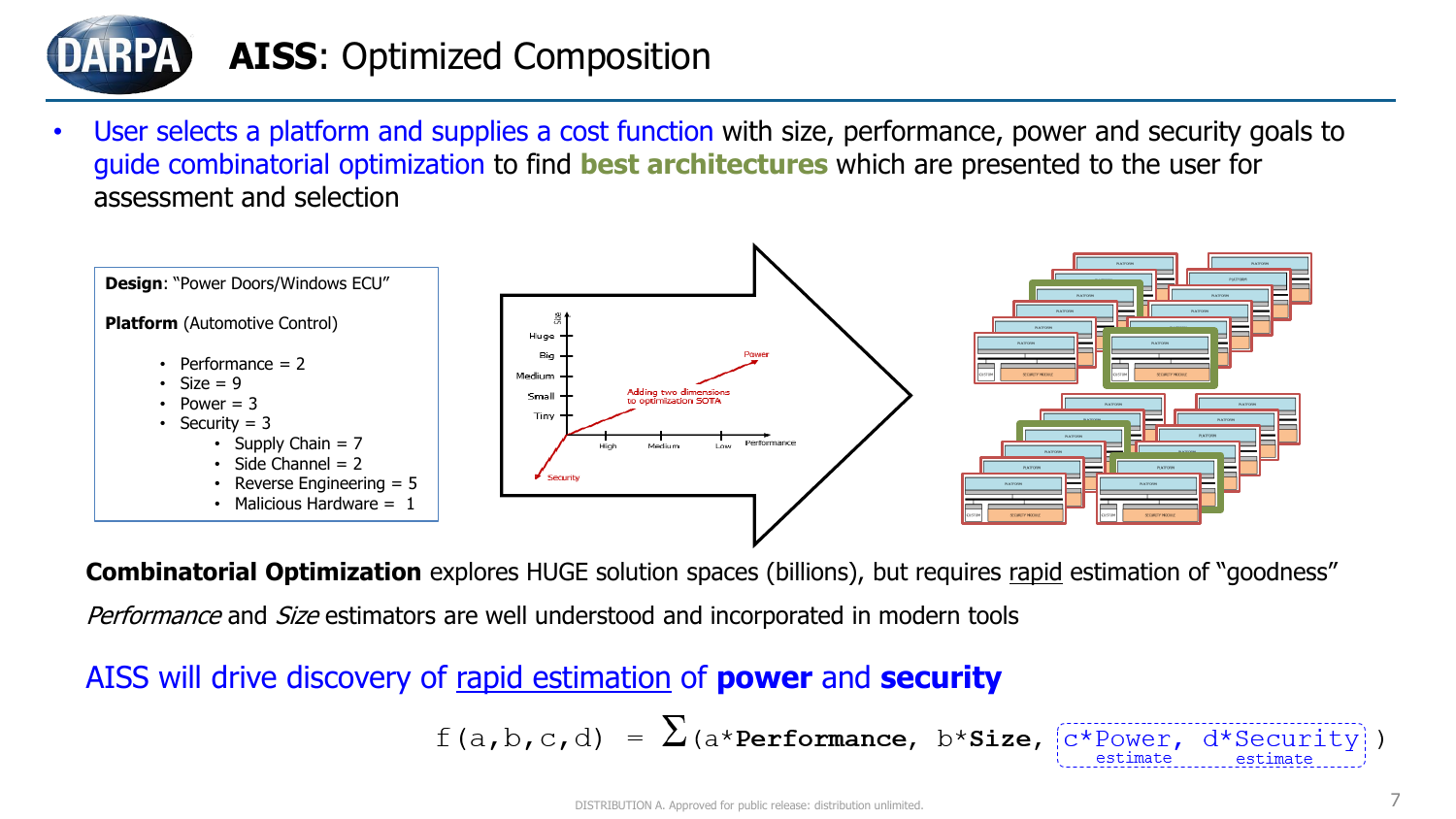# **AISS**: Optimized Composition

- User selects a platform and supplies a cost function with size, performance, power and security goals to guide combinatorial optimization to find **best architectures** which are presented to the user for assessment and selection

**Design**: "Power Doors/Windows ECU"

**Platform** (Automotive Control)

- Performance = 2
- Size = 9
- Power = 3
- Security = 3
  - Supply Chain = 7
  - Side Channel = 2
  - Reverse Engineering = 5
  - Malicious Hardware = 1

**Combinatorial Optimization** explores HUGE solution spaces (billions), but requires rapid estimation of "goodness"

*Performance* and *Size* estimators are well understood and incorporated in modern tools

AISS will drive discovery of rapid estimation of **power** and **security**

```
f(a,b,c,d) = Σ(a*Performance, b*Size, c*Power, d*Security)
                                       estimate   estimate
```

DISTRIBUTION A. Approved for public release: distribution unlimited.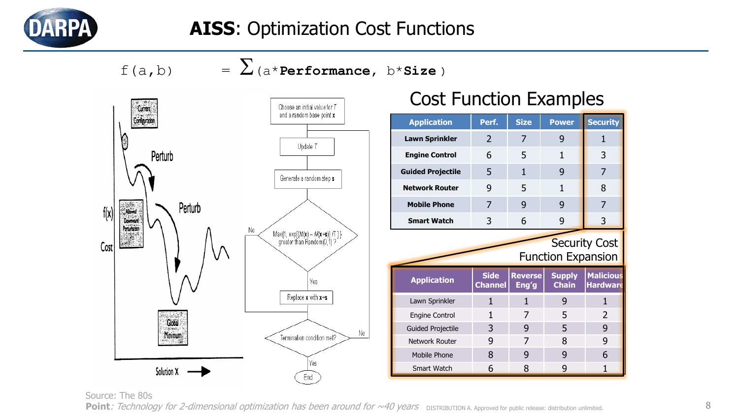# AISS: Optimization Cost Functions

$$f(a,b) = \sum (a*\textbf{Performance},\ b*\textbf{Size})$$

Current Configuration

Perturb

f(x)

Cost

Allowed Downward Perturbation

Perturb

Global Minimum

Solution X

Choose an initial value for T and a random base point x

Update T

Generate a random step s

Max{1, exp[(M(x) – M(x+s)) /T]} greater than Random[0,1] ?

No

Yes

Replace x with x+s

Termination condition met?

No

Yes

End

## Cost Function Examples

| Application | Perf. | Size | Power | Security |
|---|---|---|---|---|
| Lawn Sprinkler | 2 | 7 | 9 | 1 |
| Engine Control | 6 | 5 | 1 | 3 |
| Guided Projectile | 5 | 1 | 9 | 7 |
| Network Router | 9 | 5 | 1 | 8 |
| Mobile Phone | 7 | 9 | 9 | 7 |
| Smart Watch | 3 | 6 | 9 | 3 |

Security Cost Function Expansion

| Application | Side Channel | Reverse Eng'g | Supply Chain | Malicious Hardware |
|---|---|---|---|---|
| Lawn Sprinkler | 1 | 1 | 9 | 1 |
| Engine Control | 1 | 7 | 5 | 2 |
| Guided Projectile | 3 | 9 | 5 | 9 |
| Network Router | 9 | 7 | 8 | 9 |
| Mobile Phone | 8 | 9 | 9 | 6 |
| Smart Watch | 6 | 8 | 9 | 1 |

Source: The 80s

**Point**: *Technology for 2-dimensional optimization has been around for ~40 years*

DISTRIBUTION A. Approved for public release: distribution unlimited.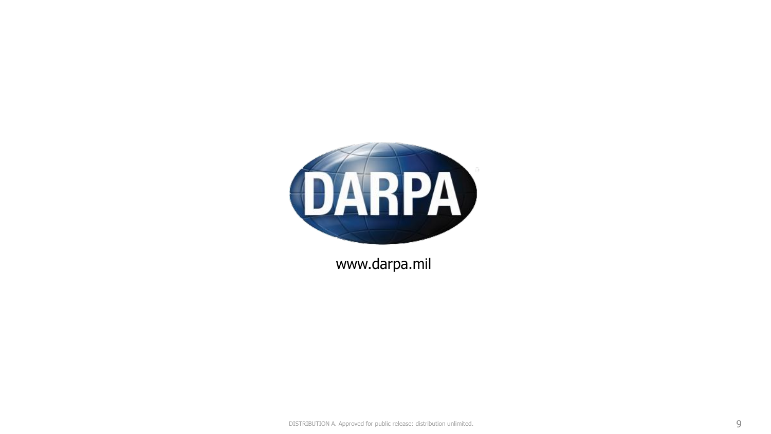DARPA

www.darpa.mil

DISTRIBUTION A. Approved for public release: distribution unlimited.